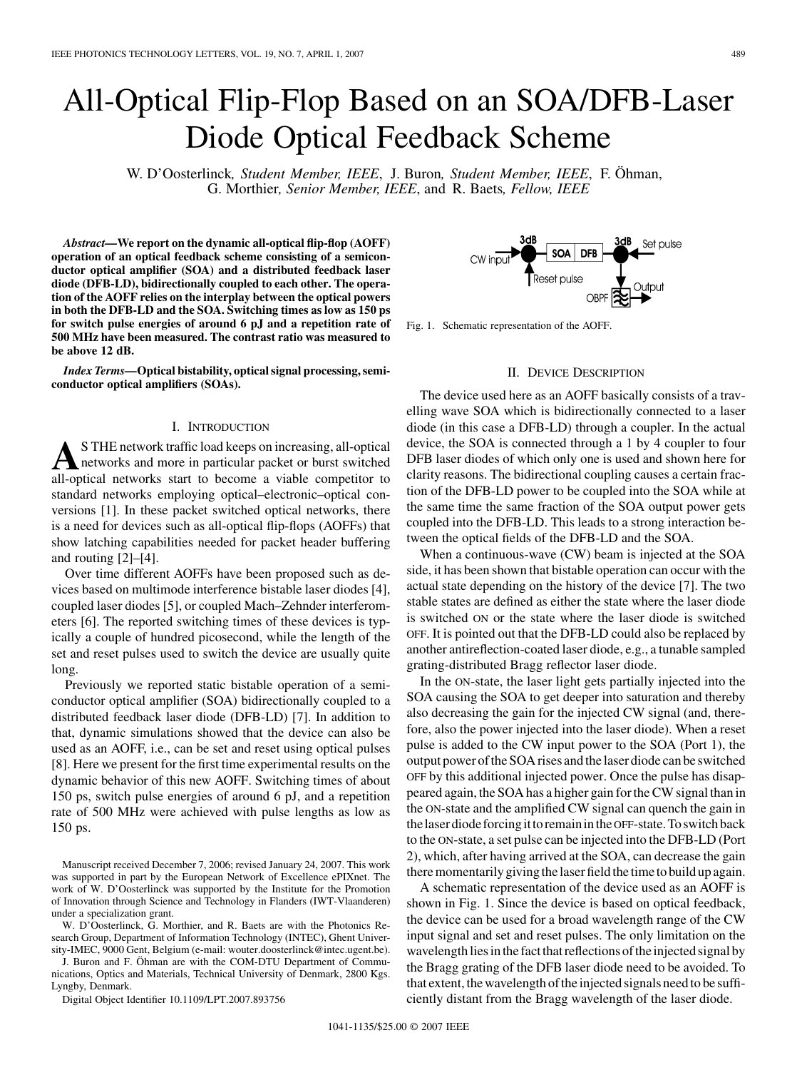# All-Optical Flip-Flop Based on an SOA/DFB-Laser Diode Optical Feedback Scheme

W. D'Oosterlinck, *Student Member, IEEE*, J. Buron, *Student Member, IEEE*, F. Öhman, G. Morthier, *Senior Member, IEEE*, and R. Baets, *Fellow, IEEE*

***Abstract*—We report on the dynamic all-optical flip-flop (AOFF) operation of an optical feedback scheme consisting of a semiconductor optical amplifier (SOA) and a distributed feedback laser diode (DFB-LD), bidirectionally coupled to each other. The operation of the AOFF relies on the interplay between the optical powers in both the DFB-LD and the SOA. Switching times as low as 150 ps for switch pulse energies of around 6 pJ and a repetition rate of 500 MHz have been measured. The contrast ratio was measured to be above 12 dB.**

***Index Terms*—Optical bistability, optical signal processing, semiconductor optical amplifiers (SOAs).**

## I. Introduction

As the network traffic load keeps on increasing, all-optical networks and more in particular packet or burst switched all-optical networks start to become a viable competitor to standard networks employing optical–electronic–optical conversions [1]. In these packet switched optical networks, there is a need for devices such as all-optical flip-flops (AOFFs) that show latching capabilities needed for packet header buffering and routing [2]–[4].

Over time different AOFFs have been proposed such as devices based on multimode interference bistable laser diodes [4], coupled laser diodes [5], or coupled Mach–Zehnder interferometers [6]. The reported switching times of these devices is typically a couple of hundred picosecond, while the length of the set and reset pulses used to switch the device are usually quite long.

Previously we reported static bistable operation of a semiconductor optical amplifier (SOA) bidirectionally coupled to a distributed feedback laser diode (DFB-LD) [7]. In addition to that, dynamic simulations showed that the device can also be used as an AOFF, i.e., can be set and reset using optical pulses [8]. Here we present for the first time experimental results on the dynamic behavior of this new AOFF. Switching times of about 150 ps, switch pulse energies of around 6 pJ, and a repetition rate of 500 MHz were achieved with pulse lengths as low as 150 ps.

Manuscript received December 7, 2006; revised January 24, 2007. This work was supported in part by the European Network of Excellence ePIXnet. The work of W. D'Oosterlinck was supported by the Institute for the Promotion of Innovation through Science and Technology in Flanders (IWT-Vlaanderen) under a specialization grant.

W. D'Oosterlinck, G. Morthier, and R. Baets are with the Photonics Research Group, Department of Information Technology (INTEC), Ghent University-IMEC, 9000 Gent, Belgium (e-mail: wouter.doosterlinck@intec.ugent.be).

J. Buron and F. Öhman are with the COM-DTU Department of Communications, Optics and Materials, Technical University of Denmark, 2800 Kgs. Lyngby, Denmark.

Digital Object Identifier 10.1109/LPT.2007.893756

3dB
CW input
SOA
DFB
3dB
Set pulse
Reset pulse
Output
OBPF

Fig. 1. Schematic representation of the AOFF.

## II. Device Description

The device used here as an AOFF basically consists of a travelling wave SOA which is bidirectionally connected to a laser diode (in this case a DFB-LD) through a coupler. In the actual device, the SOA is connected through a 1 by 4 coupler to four DFB laser diodes of which only one is used and shown here for clarity reasons. The bidirectional coupling causes a certain fraction of the DFB-LD power to be coupled into the SOA while at the same time the same fraction of the SOA output power gets coupled into the DFB-LD. This leads to a strong interaction between the optical fields of the DFB-LD and the SOA.

When a continuous-wave (CW) beam is injected at the SOA side, it has been shown that bistable operation can occur with the actual state depending on the history of the device [7]. The two stable states are defined as either the state where the laser diode is switched ON or the state where the laser diode is switched OFF. It is pointed out that the DFB-LD could also be replaced by another antireflection-coated laser diode, e.g., a tunable sampled grating-distributed Bragg reflector laser diode.

In the ON-state, the laser light gets partially injected into the SOA causing the SOA to get deeper into saturation and thereby also decreasing the gain for the injected CW signal (and, therefore, also the power injected into the laser diode). When a reset pulse is added to the CW input power to the SOA (Port 1), the output power of the SOA rises and the laser diode can be switched OFF by this additional injected power. Once the pulse has disappeared again, the SOA has a higher gain for the CW signal than in the ON-state and the amplified CW signal can quench the gain in the laser diode forcing it to remain in the OFF-state. To switch back to the ON-state, a set pulse can be injected into the DFB-LD (Port 2), which, after having arrived at the SOA, can decrease the gain there momentarily giving the laser field the time to build up again.

A schematic representation of the device used as an AOFF is shown in Fig. 1. Since the device is based on optical feedback, the device can be used for a broad wavelength range of the CW input signal and set and reset pulses. The only limitation on the wavelength lies in the fact that reflections of the injected signal by the Bragg grating of the DFB laser diode need to be avoided. To that extent, the wavelength of the injected signals need to be sufficiently distant from the Bragg wavelength of the laser diode.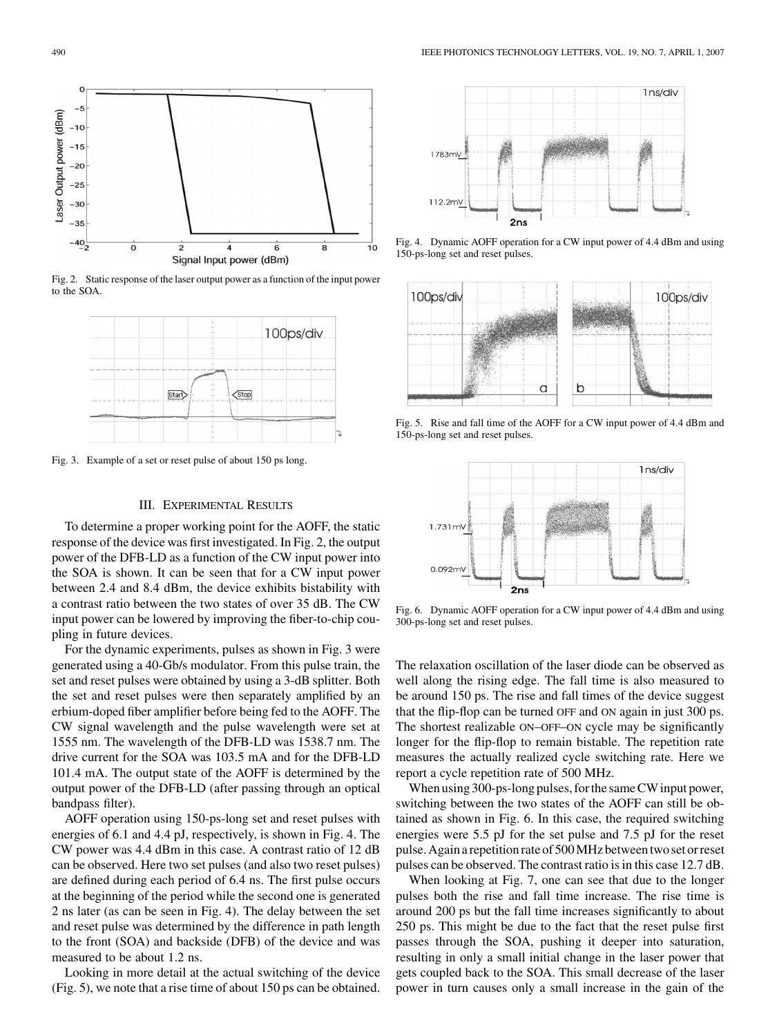Fig. 2. Static response of the laser output power as a function of the input power to the SOA.

Fig. 3. Example of a set or reset pulse of about 150 ps long.

## III. Experimental Results

To determine a proper working point for the AOFF, the static response of the device was first investigated. In Fig. 2, the output power of the DFB-LD as a function of the CW input power into the SOA is shown. It can be seen that for a CW input power between 2.4 and 8.4 dBm, the device exhibits bistability with a contrast ratio between the two states of over 35 dB. The CW input power can be lowered by improving the fiber-to-chip coupling in future devices.

For the dynamic experiments, pulses as shown in Fig. 3 were generated using a 40-Gb/s modulator. From this pulse train, the set and reset pulses were obtained by using a 3-dB splitter. Both the set and reset pulses were then separately amplified by an erbium-doped fiber amplifier before being fed to the AOFF. The CW signal wavelength and the pulse wavelength were set at 1555 nm. The wavelength of the DFB-LD was 1538.7 nm. The drive current for the SOA was 103.5 mA and for the DFB-LD 101.4 mA. The output state of the AOFF is determined by the output power of the DFB-LD (after passing through an optical bandpass filter).

AOFF operation using 150-ps-long set and reset pulses with energies of 6.1 and 4.4 pJ, respectively, is shown in Fig. 4. The CW power was 4.4 dBm in this case. A contrast ratio of 12 dB can be observed. Here two set pulses (and also two reset pulses) are defined during each period of 6.4 ns. The first pulse occurs at the beginning of the period while the second one is generated 2 ns later (as can be seen in Fig. 4). The delay between the set and reset pulse was determined by the difference in path length to the front (SOA) and backside (DFB) of the device and was measured to be about 1.2 ns.

Looking in more detail at the actual switching of the device (Fig. 5), we note that a rise time of about 150 ps can be obtained.

Fig. 4. Dynamic AOFF operation for a CW input power of 4.4 dBm and using 150-ps-long set and reset pulses.

Fig. 5. Rise and fall time of the AOFF for a CW input power of 4.4 dBm and 150-ps-long set and reset pulses.

Fig. 6. Dynamic AOFF operation for a CW input power of 4.4 dBm and using 300-ps-long set and reset pulses.

The relaxation oscillation of the laser diode can be observed as well along the rising edge. The fall time is also measured to be around 150 ps. The rise and fall times of the device suggest that the flip-flop can be turned OFF and ON again in just 300 ps. The shortest realizable ON–OFF–ON cycle may be significantly longer for the flip-flop to remain bistable. The repetition rate measures the actually realized cycle switching rate. Here we report a cycle repetition rate of 500 MHz.

When using 300-ps-long pulses, for the same CW input power, switching between the two states of the AOFF can still be obtained as shown in Fig. 6. In this case, the required switching energies were 5.5 pJ for the set pulse and 7.5 pJ for the reset pulse. Again a repetition rate of 500 MHz between two set or reset pulses can be observed. The contrast ratio is in this case 12.7 dB.

When looking at Fig. 7, one can see that due to the longer pulses both the rise and fall time increase. The rise time is around 200 ps but the fall time increases significantly to about 250 ps. This might be due to the fact that the reset pulse first passes through the SOA, pushing it deeper into saturation, resulting in only a small initial change in the laser power that gets coupled back to the SOA. This small decrease of the laser power in turn causes only a small increase in the gain of the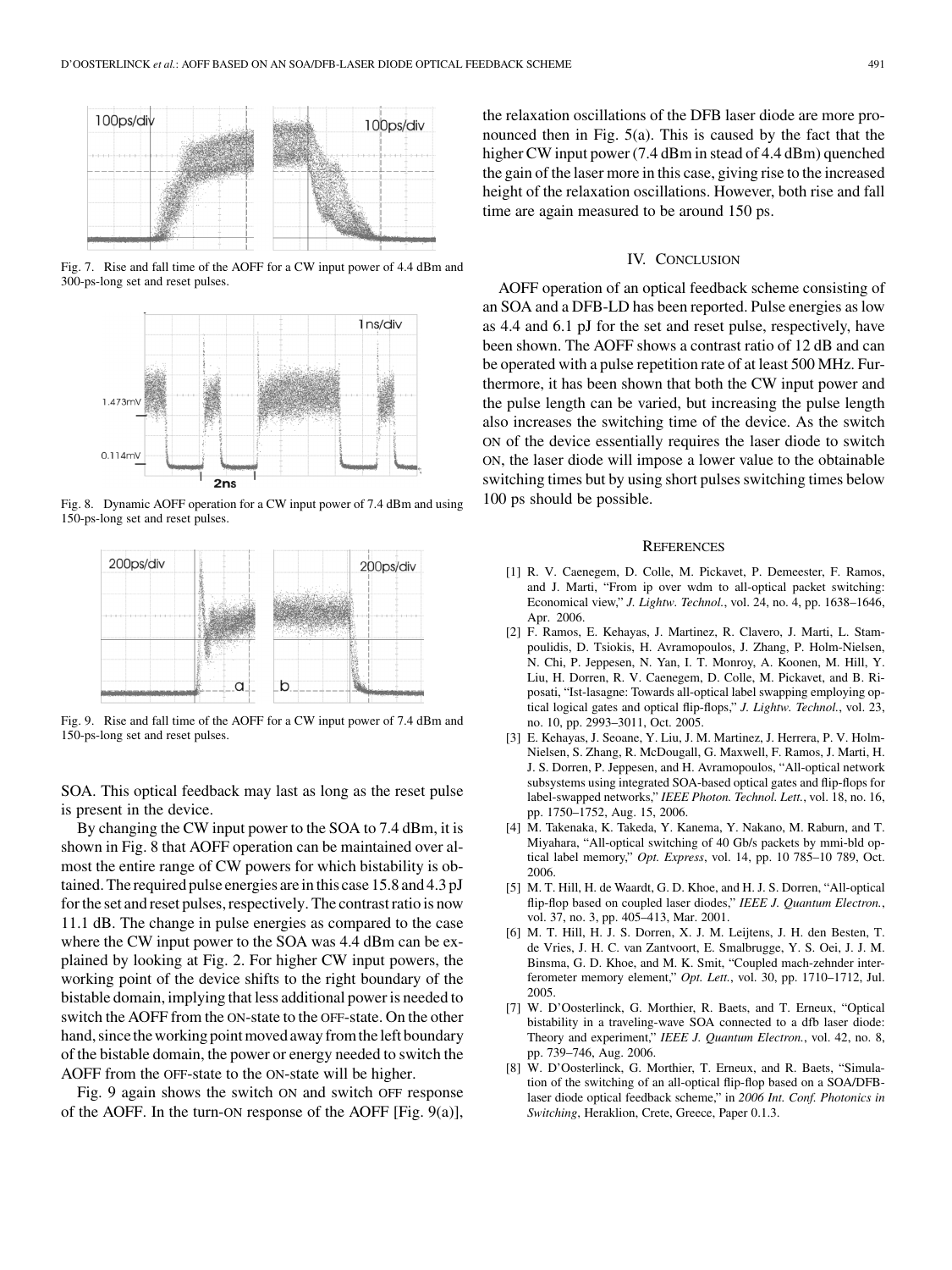100ps/div

100ps/div

Fig. 7. Rise and fall time of the AOFF for a CW input power of 4.4 dBm and 300-ps-long set and reset pulses.

1ns/div

1.473mV

0.114mV

2ns

Fig. 8. Dynamic AOFF operation for a CW input power of 7.4 dBm and using 150-ps-long set and reset pulses.

200ps/div

200ps/div

a

b

Fig. 9. Rise and fall time of the AOFF for a CW input power of 7.4 dBm and 150-ps-long set and reset pulses.

SOA. This optical feedback may last as long as the reset pulse is present in the device.

By changing the CW input power to the SOA to 7.4 dBm, it is shown in Fig. 8 that AOFF operation can be maintained over almost the entire range of CW powers for which bistability is obtained. The required pulse energies are in this case 15.8 and 4.3 pJ for the set and reset pulses, respectively. The contrast ratio is now 11.1 dB. The change in pulse energies as compared to the case where the CW input power to the SOA was 4.4 dBm can be explained by looking at Fig. 2. For higher CW input powers, the working point of the device shifts to the right boundary of the bistable domain, implying that less additional power is needed to switch the AOFF from the ON-state to the OFF-state. On the other hand, since the working point moved away from the left boundary of the bistable domain, the power or energy needed to switch the AOFF from the OFF-state to the ON-state will be higher.

Fig. 9 again shows the switch ON and switch OFF response of the AOFF. In the turn-ON response of the AOFF [Fig. 9(a)], the relaxation oscillations of the DFB laser diode are more pronounced then in Fig. 5(a). This is caused by the fact that the higher CW input power (7.4 dBm in stead of 4.4 dBm) quenched the gain of the laser more in this case, giving rise to the increased height of the relaxation oscillations. However, both rise and fall time are again measured to be around 150 ps.

## IV. Conclusion

AOFF operation of an optical feedback scheme consisting of an SOA and a DFB-LD has been reported. Pulse energies as low as 4.4 and 6.1 pJ for the set and reset pulse, respectively, have been shown. The AOFF shows a contrast ratio of 12 dB and can be operated with a pulse repetition rate of at least 500 MHz. Furthermore, it has been shown that both the CW input power and the pulse length can be varied, but increasing the pulse length also increases the switching time of the device. As the switch ON of the device essentially requires the laser diode to switch ON, the laser diode will impose a lower value to the obtainable switching times but by using short pulses switching times below 100 ps should be possible.

## References

[1] R. V. Caenegem, D. Colle, M. Pickavet, P. Demeester, F. Ramos, and J. Marti, "From ip over wdm to all-optical packet switching: Economical view," *J. Lightw. Technol.*, vol. 24, no. 4, pp. 1638–1646, Apr. 2006.

[2] F. Ramos, E. Kehayas, J. Martinez, R. Clavero, J. Marti, L. Stampoulidis, D. Tsiokis, H. Avramopoulos, J. Zhang, P. Holm-Nielsen, N. Chi, P. Jeppesen, N. Yan, I. T. Monroy, A. Koonen, M. Hill, Y. Liu, H. Dorren, R. V. Caenegem, D. Colle, M. Pickavet, and B. Riposati, "Ist-lasagne: Towards all-optical label swapping employing optical logical gates and optical flip-flops," *J. Lightw. Technol.*, vol. 23, no. 10, pp. 2993–3011, Oct. 2005.

[3] E. Kehayas, J. Seoane, Y. Liu, J. M. Martinez, J. Herrera, P. V. Holm-Nielsen, S. Zhang, R. McDougall, G. Maxwell, F. Ramos, J. Marti, H. J. S. Dorren, P. Jeppesen, and H. Avramopoulos, "All-optical network subsystems using integrated SOA-based optical gates and flip-flops for label-swapped networks," *IEEE Photon. Technol. Lett.*, vol. 18, no. 16, pp. 1750–1752, Aug. 15, 2006.

[4] M. Takenaka, K. Takeda, Y. Kanema, Y. Nakano, M. Raburn, and T. Miyahara, "All-optical switching of 40 Gb/s packets by mmi-bld optical label memory," *Opt. Express*, vol. 14, pp. 10 785–10 789, Oct. 2006.

[5] M. T. Hill, H. de Waardt, G. D. Khoe, and H. J. S. Dorren, "All-optical flip-flop based on coupled laser diodes," *IEEE J. Quantum Electron.*, vol. 37, no. 3, pp. 405–413, Mar. 2001.

[6] M. T. Hill, H. J. S. Dorren, X. J. M. Leijtens, J. H. den Besten, T. de Vries, J. H. C. van Zantvoort, E. Smalbrugge, Y. S. Oei, J. J. M. Binsma, G. D. Khoe, and M. K. Smit, "Coupled mach-zehnder interferometer memory element," *Opt. Lett.*, vol. 30, pp. 1710–1712, Jul. 2005.

[7] W. D'Oosterlinck, G. Morthier, R. Baets, and T. Erneux, "Optical bistability in a traveling-wave SOA connected to a dfb laser diode: Theory and experiment," *IEEE J. Quantum Electron.*, vol. 42, no. 8, pp. 739–746, Aug. 2006.

[8] W. D'Oosterlinck, G. Morthier, T. Erneux, and R. Baets, "Simulation of the switching of an all-optical flip-flop based on a SOA/DFB-laser diode optical feedback scheme," in *2006 Int. Conf. Photonics in Switching*, Heraklion, Crete, Greece, Paper 0.1.3.